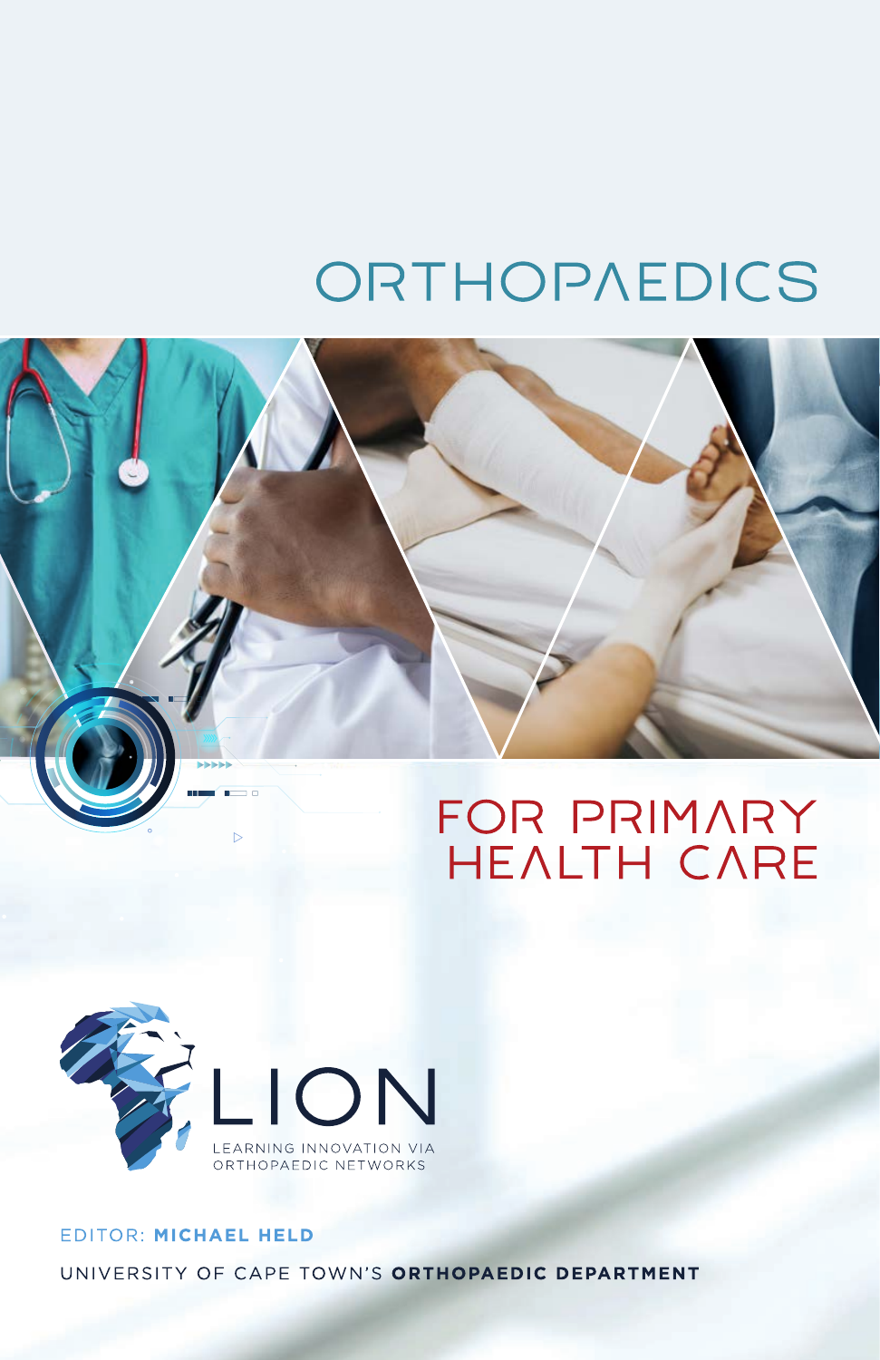# ORTHOPAEDICS

## FOR PRIMARY HEALTH CARE

LION

LEARNING INNOVATION VIA ORTHOPAEDIC NETWORKS

EDITOR: **MICHAEL HELD**

UNIVERSITY OF CAPE TOWN'S **ORTHOPAEDIC DEPARTMENT**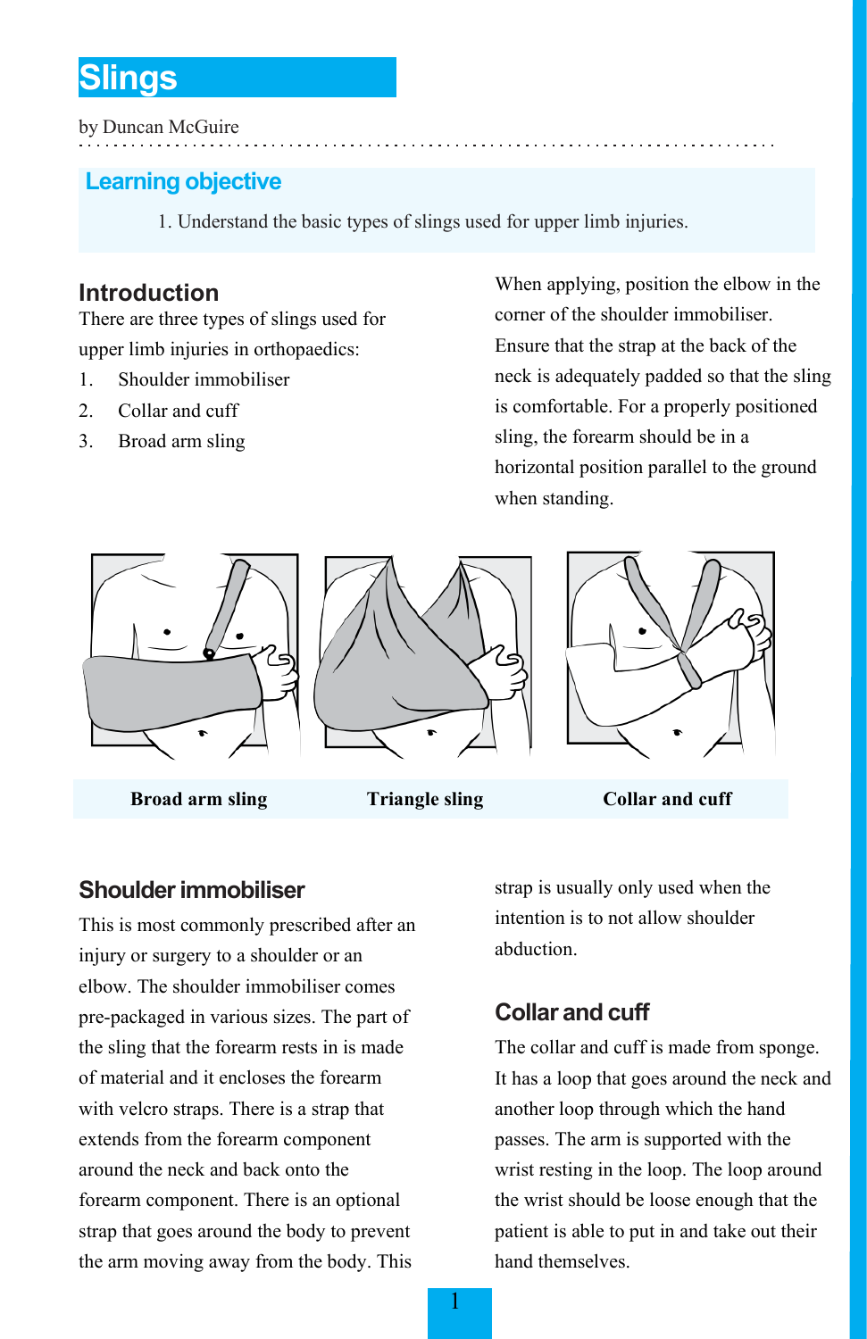# Slings

by Duncan McGuire

## Learning objective

1. Understand the basic types of slings used for upper limb injuries.

## Introduction

There are three types of slings used for upper limb injuries in orthopaedics:

1. Shoulder immobiliser
2. Collar and cuff
3. Broad arm sling

When applying, position the elbow in the corner of the shoulder immobiliser. Ensure that the strap at the back of the neck is adequately padded so that the sling is comfortable. For a properly positioned sling, the forearm should be in a horizontal position parallel to the ground when standing.

**Broad arm sling** **Triangle sling** **Collar and cuff**

## Shoulder immobiliser

This is most commonly prescribed after an injury or surgery to a shoulder or an elbow. The shoulder immobiliser comes pre-packaged in various sizes. The part of the sling that the forearm rests in is made of material and it encloses the forearm with velcro straps. There is a strap that extends from the forearm component around the neck and back onto the forearm component. There is an optional strap that goes around the body to prevent the arm moving away from the body. This strap is usually only used when the intention is to not allow shoulder abduction.

## Collar and cuff

The collar and cuff is made from sponge. It has a loop that goes around the neck and another loop through which the hand passes. The arm is supported with the wrist resting in the loop. The loop around the wrist should be loose enough that the patient is able to put in and take out their hand themselves.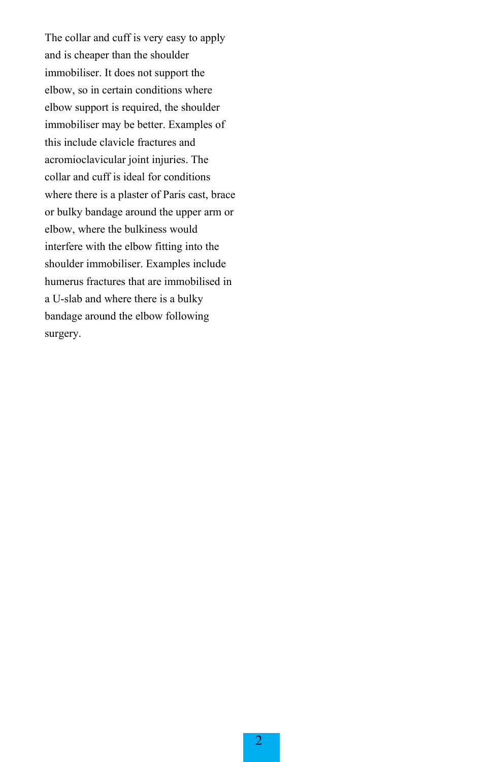The collar and cuff is very easy to apply and is cheaper than the shoulder immobiliser. It does not support the elbow, so in certain conditions where elbow support is required, the shoulder immobiliser may be better. Examples of this include clavicle fractures and acromioclavicular joint injuries. The collar and cuff is ideal for conditions where there is a plaster of Paris cast, brace or bulky bandage around the upper arm or elbow, where the bulkiness would interfere with the elbow fitting into the shoulder immobiliser. Examples include humerus fractures that are immobilised in a U-slab and where there is a bulky bandage around the elbow following surgery.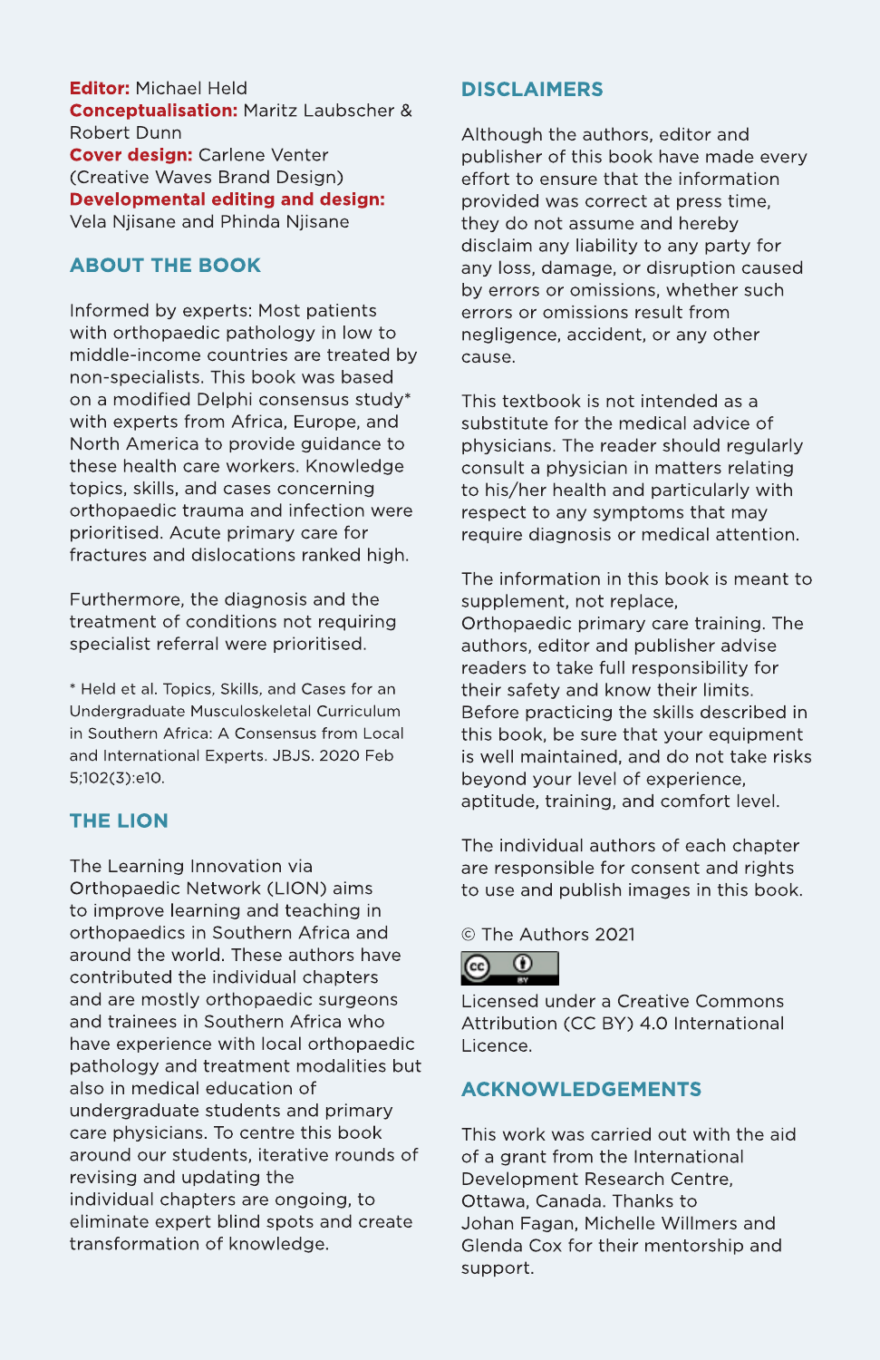**Editor:** Michael Held
**Conceptualisation:** Maritz Laubscher & Robert Dunn
**Cover design:** Carlene Venter (Creative Waves Brand Design)
**Developmental editing and design:** Vela Njisane and Phinda Njisane

## ABOUT THE BOOK

Informed by experts: Most patients with orthopaedic pathology in low to middle-income countries are treated by non-specialists. This book was based on a modified Delphi consensus study* with experts from Africa, Europe, and North America to provide guidance to these health care workers. Knowledge topics, skills, and cases concerning orthopaedic trauma and infection were prioritised. Acute primary care for fractures and dislocations ranked high.

Furthermore, the diagnosis and the treatment of conditions not requiring specialist referral were prioritised.

* Held et al. Topics, Skills, and Cases for an Undergraduate Musculoskeletal Curriculum in Southern Africa: A Consensus from Local and International Experts. JBJS. 2020 Feb 5;102(3):e10.

## THE LION

The Learning Innovation via Orthopaedic Network (LION) aims to improve learning and teaching in orthopaedics in Southern Africa and around the world. These authors have contributed the individual chapters and are mostly orthopaedic surgeons and trainees in Southern Africa who have experience with local orthopaedic pathology and treatment modalities but also in medical education of undergraduate students and primary care physicians. To centre this book around our students, iterative rounds of revising and updating the individual chapters are ongoing, to eliminate expert blind spots and create transformation of knowledge.

## DISCLAIMERS

Although the authors, editor and publisher of this book have made every effort to ensure that the information provided was correct at press time, they do not assume and hereby disclaim any liability to any party for any loss, damage, or disruption caused by errors or omissions, whether such errors or omissions result from negligence, accident, or any other cause.

This textbook is not intended as a substitute for the medical advice of physicians. The reader should regularly consult a physician in matters relating to his/her health and particularly with respect to any symptoms that may require diagnosis or medical attention.

The information in this book is meant to supplement, not replace, Orthopaedic primary care training. The authors, editor and publisher advise readers to take full responsibility for their safety and know their limits. Before practicing the skills described in this book, be sure that your equipment is well maintained, and do not take risks beyond your level of experience, aptitude, training, and comfort level.

The individual authors of each chapter are responsible for consent and rights to use and publish images in this book.

© The Authors 2021

Licensed under a Creative Commons Attribution (CC BY) 4.0 International Licence.

## ACKNOWLEDGEMENTS

This work was carried out with the aid of a grant from the International Development Research Centre, Ottawa, Canada. Thanks to Johan Fagan, Michelle Willmers and Glenda Cox for their mentorship and support.